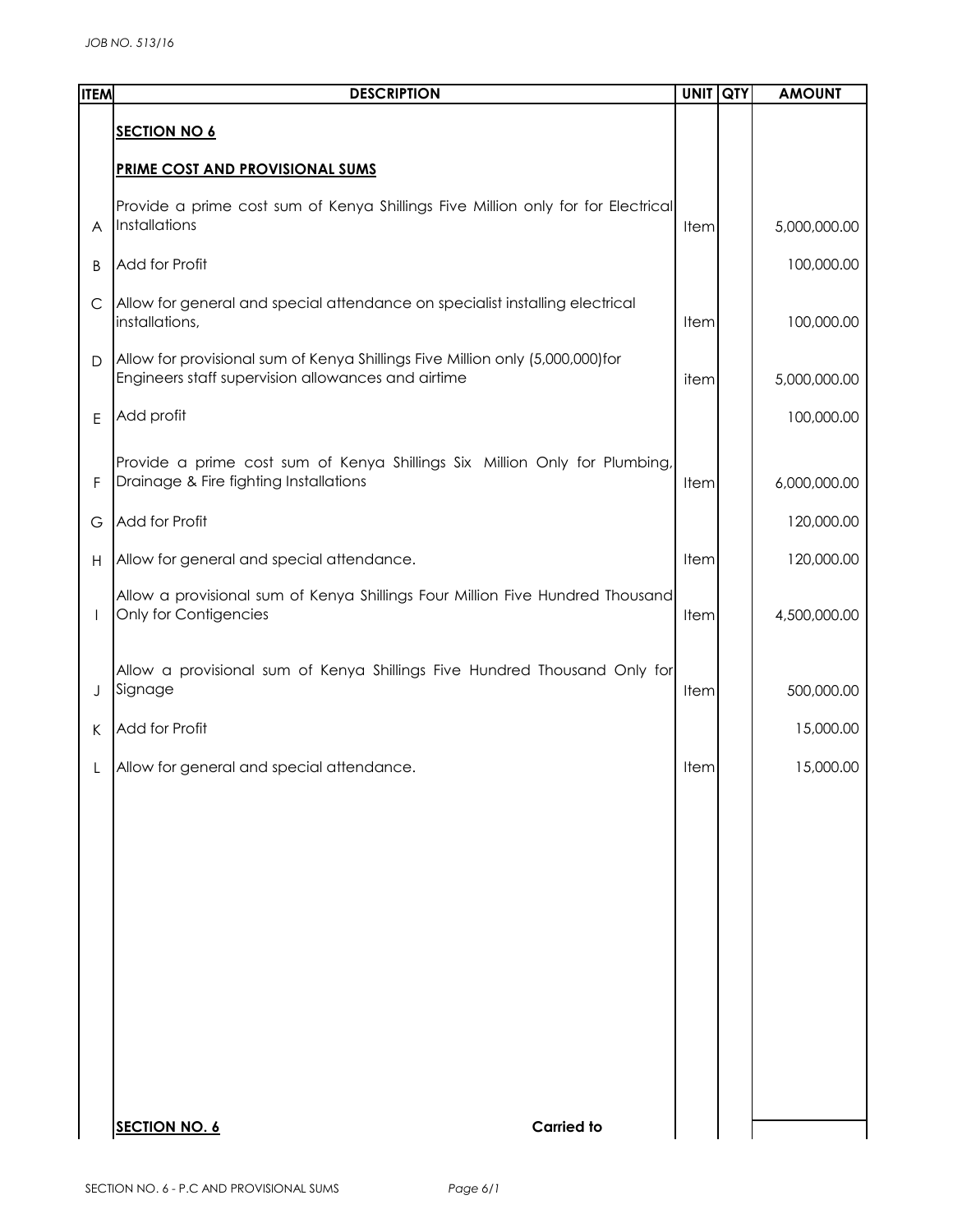| ITEM | DESCRIPTION | UNIT | QTY | AMOUNT |
|---|---|---|---|---|
| | **SECTION NO 6** | | | |
| | **PRIME COST AND PROVISIONAL SUMS** | | | |
| A | Provide a prime cost sum of Kenya Shillings Five Million only for for Electrical Installations | Item | | 5,000,000.00 |
| B | Add for Profit | | | 100,000.00 |
| C | Allow for general and special attendance on specialist installing electrical installations, | Item | | 100,000.00 |
| D | Allow for provisional sum of Kenya Shillings Five Million only (5,000,000)for Engineers staff supervision allowances and airtime | item | | 5,000,000.00 |
| E | Add profit | | | 100,000.00 |
| F | Provide a prime cost sum of Kenya Shillings Six Million Only for Plumbing, Drainage & Fire fighting Installations | Item | | 6,000,000.00 |
| G | Add for Profit | | | 120,000.00 |
| H | Allow for general and special attendance. | Item | | 120,000.00 |
| I | Allow a provisional sum of Kenya Shillings Four Million Five Hundred Thousand Only for Contigencies | Item | | 4,500,000.00 |
| J | Allow a provisional sum of Kenya Shillings Five Hundred Thousand Only for Signage | Item | | 500,000.00 |
| K | Add for Profit | | | 15,000.00 |
| L | Allow for general and special attendance. | Item | | 15,000.00 |
| | **SECTION NO. 6** **Carried to** | | | |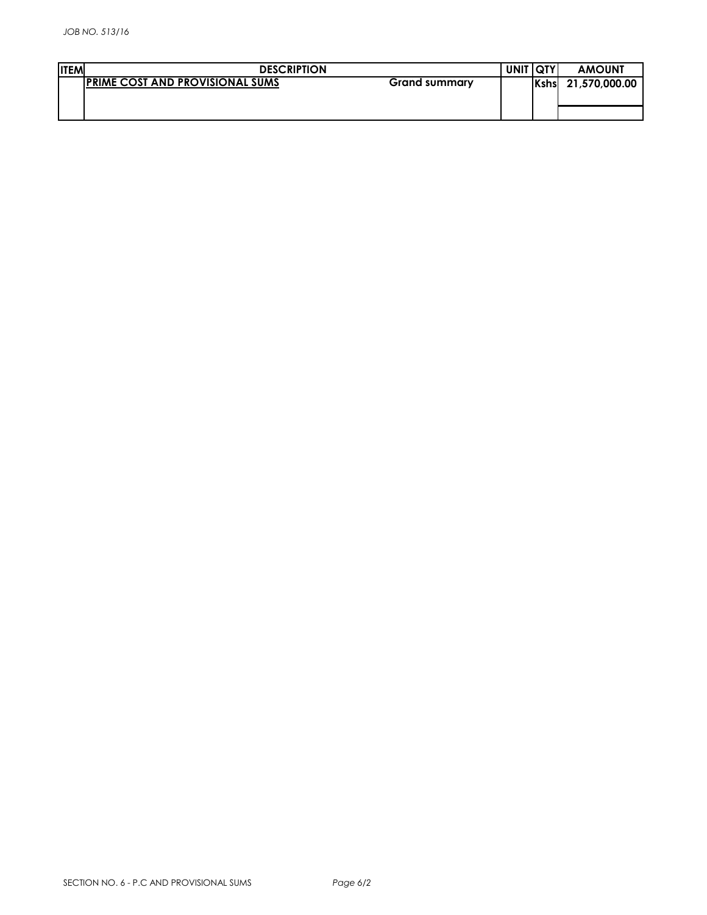| ITEM | DESCRIPTION | | UNIT | QTY | AMOUNT |
|---|---|---|---|---|---|
| | PRIME COST AND PROVISIONAL SUMS | Grand summary | | Kshs | 21,570,000.00 |
| | | | | | |